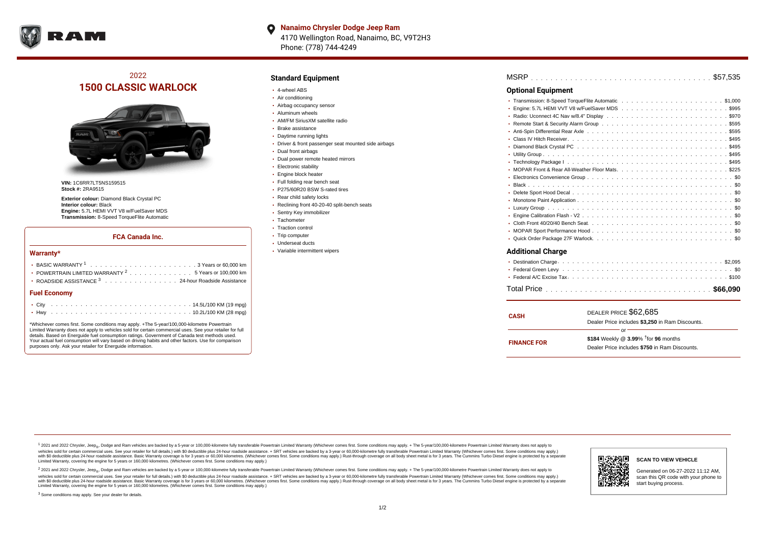**Nanaimo Chrysler Dodge Jeep Ram**
4170 Wellington Road, Nanaimo, BC, V9T2H3
Phone: (778) 744-4249

# 2022 1500 CLASSIC WARLOCK

**VIN:** 1C6RR7LT5NS159515
**Stock #:** 2RA9515

**Exterior colour:** Diamond Black Crystal PC
**Interior colour:** Black
**Engine:** 5.7L HEMI VVT V8 w/FuelSaver MDS
**Transmission:** 8-Speed TorqueFlite Automatic

### FCA Canada Inc.

### Warranty*

- BASIC WARRANTY [1] . . . . 3 Years or 60,000 km
- POWERTRAIN LIMITED WARRANTY [2] . . . . 5 Years or 100,000 km
- ROADSIDE ASSISTANCE [3] . . . . 24-hour Roadside Assistance

### Fuel Economy

- City . . . . 14.5L/100 KM (19 mpg)
- Hwy . . . . 10.2L/100 KM (28 mpg)

*Whichever comes first. Some conditions may apply. +The 5-year/100,000-kilometre Powertrain Limited Warranty does not apply to vehicles sold for certain commercial uses. See your retailer for full details. Based on Energuide fuel consumption ratings. Government of Canada test methods used. Your actual fuel consumption will vary based on driving habits and other factors. Use for comparison purposes only. Ask your retailer for Energuide information.

## Standard Equipment

- 4-wheel ABS
- Air conditioning
- Airbag occupancy sensor
- Aluminum wheels
- AM/FM SiriusXM satellite radio
- Brake assistance
- Daytime running lights
- Driver & front passenger seat mounted side airbags
- Dual front airbags
- Dual power remote heated mirrors
- Electronic stability
- Engine block heater
- Full folding rear bench seat
- P275/60R20 BSW S-rated tires
- Rear child safety locks
- Reclining front 40-20-40 split-bench seats
- Sentry Key immobilizer
- Tachometer
- Traction control
- Trip computer
- Underseat ducts
- Variable intermittent wipers

MSRP . . . . $57,535

## Optional Equipment

- Transmission: 8-Speed TorqueFlite Automatic . . . . $1,000
- Engine: 5.7L HEMI VVT V8 w/FuelSaver MDS . . . . $995
- Radio: Uconnect 4C Nav w/8.4" Display . . . . $970
- Remote Start & Security Alarm Group . . . . $595
- Anti-Spin Differential Rear Axle . . . . $595
- Class IV Hitch Receiver . . . . $495
- Diamond Black Crystal PC . . . . $495
- Utility Group . . . . $495
- Technology Package I . . . . $495
- MOPAR Front & Rear All-Weather Floor Mats . . . . $225
- Electronics Convenience Group . . . . $0
- Black . . . . $0
- Delete Sport Hood Decal . . . . $0
- Monotone Paint Application . . . . $0
- Luxury Group . . . . $0
- Engine Calibration Flash - V2 . . . . $0
- Cloth Front 40/20/40 Bench Seat . . . . $0
- MOPAR Sport Performance Hood . . . . $0
- Quick Order Package 27F Warlock . . . . $0

## Additional Charge

- Destination Charge . . . . $2,095
- Federal Green Levy . . . . $0
- Federal A/C Excise Tax . . . . $100

Total Price . . . . **$66,090**

**CASH**

DEALER PRICE $62,685
Dealer Price includes **$3,250** in Ram Discounts.

or

**FINANCE FOR**

**$184** Weekly @ **3.99**% †for **96** months
Dealer Price includes **$750** in Ram Discounts.

[1] 2021 and 2022 Chrysler, Jeep®, Dodge and Ram vehicles are backed by a 5-year or 100,000-kilometre fully transferable Powertrain Limited Warranty (Whichever comes first. Some conditions may apply. + The 5-year/100,000-kilometre Powertrain Limited Warranty does not apply to vehicles sold for certain commercial uses. See your retailer for full details.) with $0 deductible plus 24-hour roadside assistance. + SRT vehicles are backed by a 3-year or 60,000-kilometre fully transferable Powertrain Limited Warranty (Whichever comes first. Some conditions may apply.) with $0 deductible plus 24-hour roadside assistance. Basic Warranty coverage is for 3 years or 60,000 kilometres. (Whichever comes first. Some conditions may apply.) Rust-through coverage on all body sheet metal is for 3 years. The Cummins Turbo Diesel engine is protected by a separate Limited Warranty, covering the engine for 5 years or 160,000 kilometres. (Whichever comes first. Some conditions may apply.)

[2] 2021 and 2022 Chrysler, Jeep®, Dodge and Ram vehicles are backed by a 5-year or 100,000-kilometre fully transferable Powertrain Limited Warranty (Whichever comes first. Some conditions may apply. + The 5-year/100,000-kilometre Powertrain Limited Warranty does not apply to vehicles sold for certain commercial uses. See your retailer for full details.) with $0 deductible plus 24-hour roadside assistance. + SRT vehicles are backed by a 3-year or 60,000-kilometre fully transferable Powertrain Limited Warranty (Whichever comes first. Some conditions may apply.) with $0 deductible plus 24-hour roadside assistance. Basic Warranty coverage is for 3 years or 60,000 kilometres. (Whichever comes first. Some conditions may apply.) Rust-through coverage on all body sheet metal is for 3 years. The Cummins Turbo Diesel engine is protected by a separate Limited Warranty, covering the engine for 5 years or 160,000 kilometres. (Whichever comes first. Some conditions may apply.)

[3] Some conditions may apply. See your dealer for details.

**SCAN TO VIEW VEHICLE**

Generated on 06-27-2022 11:12 AM, scan this QR code with your phone to start buying process.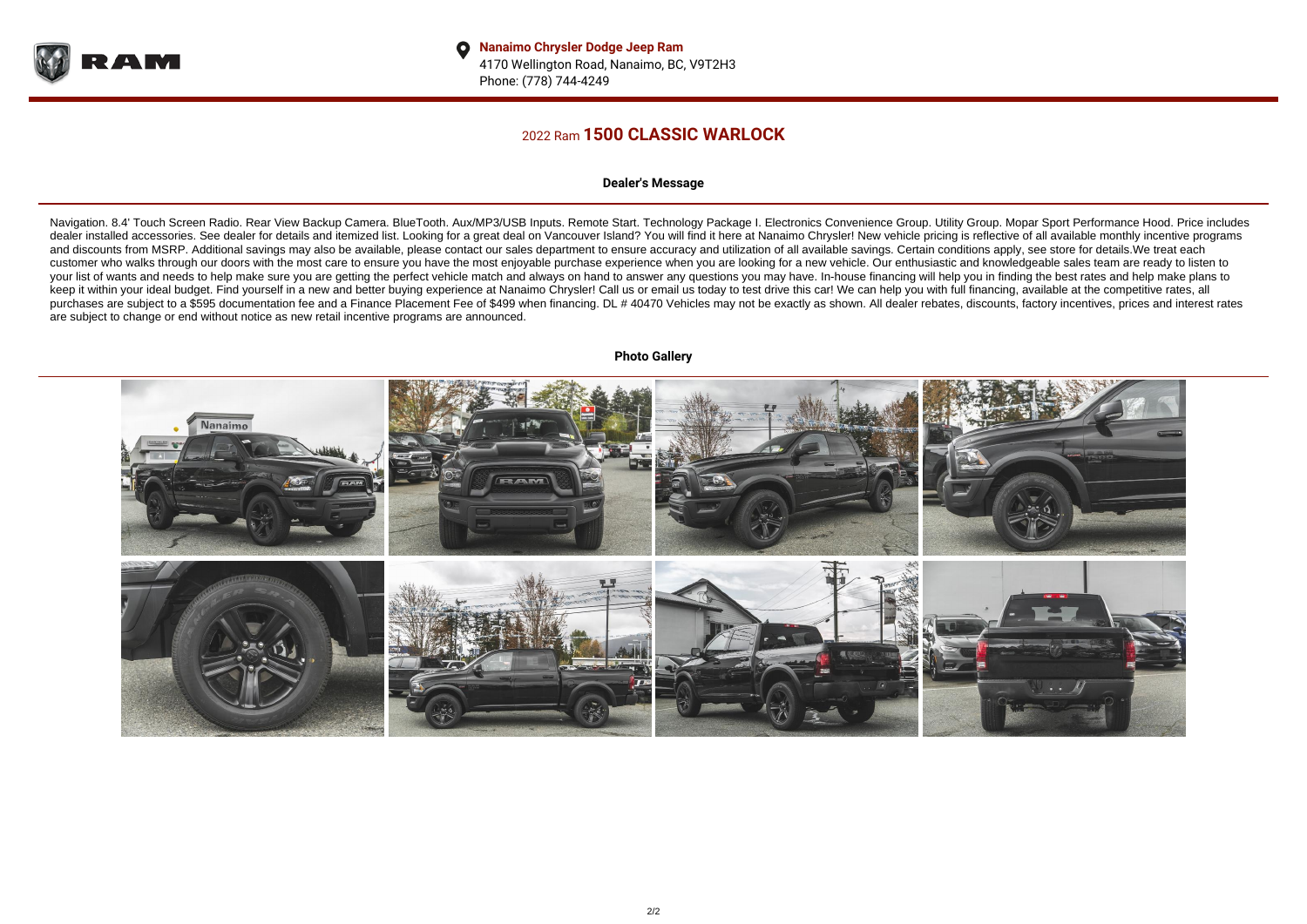**Nanaimo Chrysler Dodge Jeep Ram**
4170 Wellington Road, Nanaimo, BC, V9T2H3
Phone: (778) 744-4249

# 2022 Ram **1500 CLASSIC WARLOCK**

## Dealer's Message

Navigation. 8.4' Touch Screen Radio. Rear View Backup Camera. BlueTooth. Aux/MP3/USB Inputs. Remote Start. Technology Package I. Electronics Convenience Group. Utility Group. Mopar Sport Performance Hood. Price includes dealer installed accessories. See dealer for details and itemized list. Looking for a great deal on Vancouver Island? You will find it here at Nanaimo Chrysler! New vehicle pricing is reflective of all available monthly incentive programs and discounts from MSRP. Additional savings may also be available, please contact our sales department to ensure accuracy and utilization of all available savings. Certain conditions apply, see store for details.We treat each customer who walks through our doors with the most care to ensure you have the most enjoyable purchase experience when you are looking for a new vehicle. Our enthusiastic and knowledgeable sales team are ready to listen to your list of wants and needs to help make sure you are getting the perfect vehicle match and always on hand to answer any questions you may have. In-house financing will help you in finding the best rates and help make plans to keep it within your ideal budget. Find yourself in a new and better buying experience at Nanaimo Chrysler! Call us or email us today to test drive this car! We can help you with full financing, available at the competitive rates, all purchases are subject to a $595 documentation fee and a Finance Placement Fee of $499 when financing. DL # 40470 Vehicles may not be exactly as shown. All dealer rebates, discounts, factory incentives, prices and interest rates are subject to change or end without notice as new retail incentive programs are announced.

## Photo Gallery